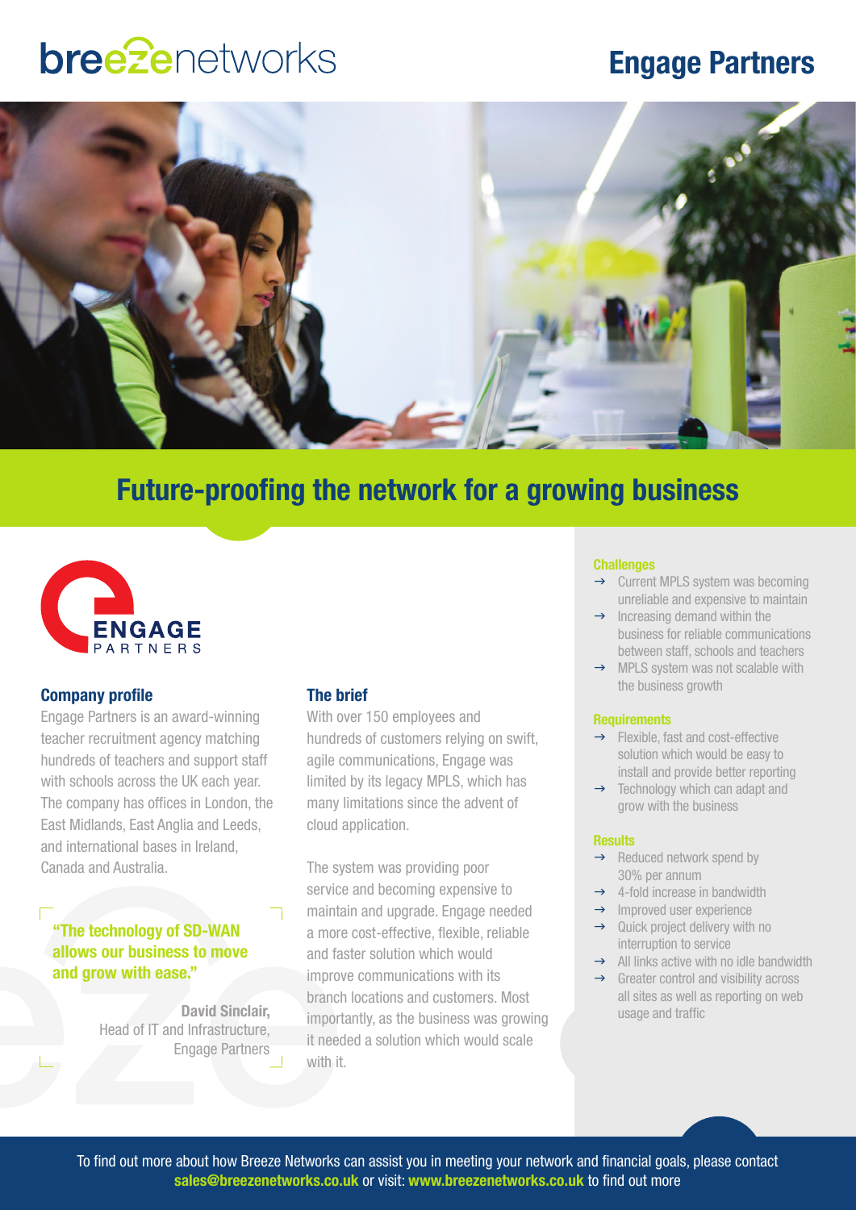breezenetworks

# Engage Partners

## Future-proofing the network for a growing business

ENGAGE PARTNERS

### Company profile

Engage Partners is an award-winning teacher recruitment agency matching hundreds of teachers and support staff with schools across the UK each year. The company has offices in London, the East Midlands, East Anglia and Leeds, and international bases in Ireland, Canada and Australia.

> **"The technology of SD-WAN allows our business to move and grow with ease."**
>
> **David Sinclair,**
> Head of IT and Infrastructure,
> Engage Partners

### The brief

With over 150 employees and hundreds of customers relying on swift, agile communications, Engage was limited by its legacy MPLS, which has many limitations since the advent of cloud application.

The system was providing poor service and becoming expensive to maintain and upgrade. Engage needed a more cost-effective, flexible, reliable and faster solution which would improve communications with its branch locations and customers. Most importantly, as the business was growing it needed a solution which would scale with it.

#### Challenges

- → Current MPLS system was becoming unreliable and expensive to maintain
- → Increasing demand within the business for reliable communications between staff, schools and teachers
- → MPLS system was not scalable with the business growth

#### Requirements

- → Flexible, fast and cost-effective solution which would be easy to install and provide better reporting
- → Technology which can adapt and grow with the business

#### Results

- → Reduced network spend by 30% per annum
- → 4-fold increase in bandwidth
- → Improved user experience
- → Quick project delivery with no interruption to service
- → All links active with no idle bandwidth
- → Greater control and visibility across all sites as well as reporting on web usage and traffic

To find out more about how Breeze Networks can assist you in meeting your network and financial goals, please contact **sales@breezenetworks.co.uk** or visit: **www.breezenetworks.co.uk** to find out more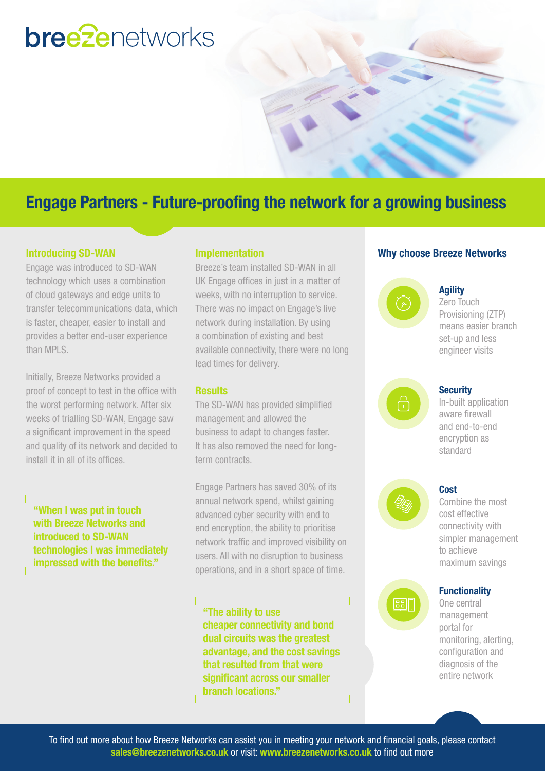breezenetworks

# Engage Partners - Future-proofing the network for a growing business

## Introducing SD-WAN

Engage was introduced to SD-WAN technology which uses a combination of cloud gateways and edge units to transfer telecommunications data, which is faster, cheaper, easier to install and provides a better end-user experience than MPLS.

Initially, Breeze Networks provided a proof of concept to test in the office with the worst performing network. After six weeks of trialling SD-WAN, Engage saw a significant improvement in the speed and quality of its network and decided to install it in all of its offices.

> **"When I was put in touch with Breeze Networks and introduced to SD-WAN technologies I was immediately impressed with the benefits."**

## Implementation

Breeze's team installed SD-WAN in all UK Engage offices in just in a matter of weeks, with no interruption to service. There was no impact on Engage's live network during installation. By using a combination of existing and best available connectivity, there were no long lead times for delivery.

## Results

The SD-WAN has provided simplified management and allowed the business to adapt to changes faster. It has also removed the need for long-term contracts.

Engage Partners has saved 30% of its annual network spend, whilst gaining advanced cyber security with end to end encryption, the ability to prioritise network traffic and improved visibility on users. All with no disruption to business operations, and in a short space of time.

> **"The ability to use cheaper connectivity and bond dual circuits was the greatest advantage, and the cost savings that resulted from that were significant across our smaller branch locations."**

## Why choose Breeze Networks

### Agility

Zero Touch Provisioning (ZTP) means easier branch set-up and less engineer visits

### Security

In-built application aware firewall and end-to-end encryption as standard

### Cost

Combine the most cost effective connectivity with simpler management to achieve maximum savings

### Functionality

One central management portal for monitoring, alerting, configuration and diagnosis of the entire network

To find out more about how Breeze Networks can assist you in meeting your network and financial goals, please contact **sales@breezenetworks.co.uk** or visit: **www.breezenetworks.co.uk** to find out more